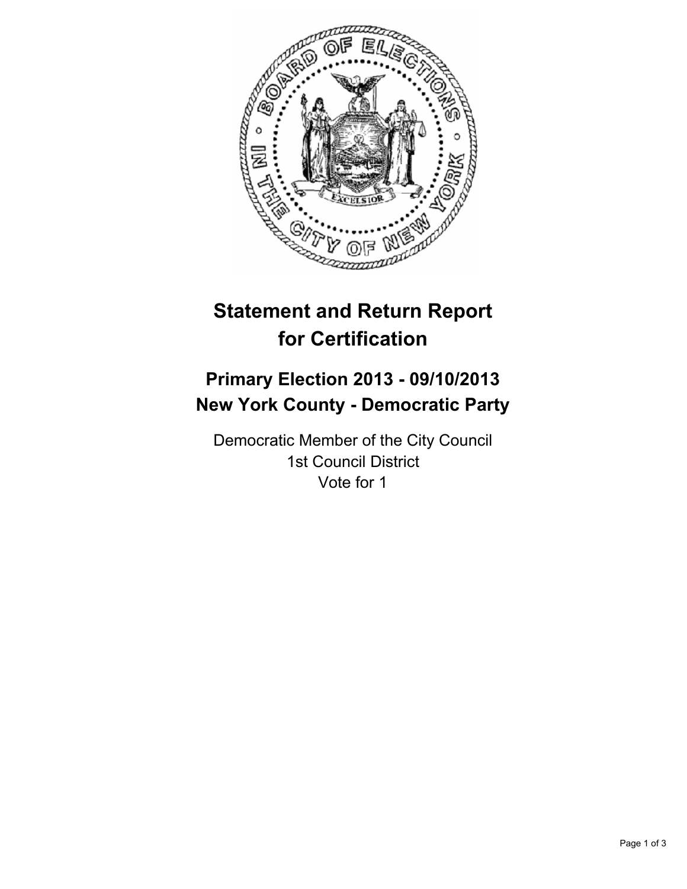# Statement and Return Report for Certification

## Primary Election 2013 - 09/10/2013
## New York County - Democratic Party

Democratic Member of the City Council
1st Council District
Vote for 1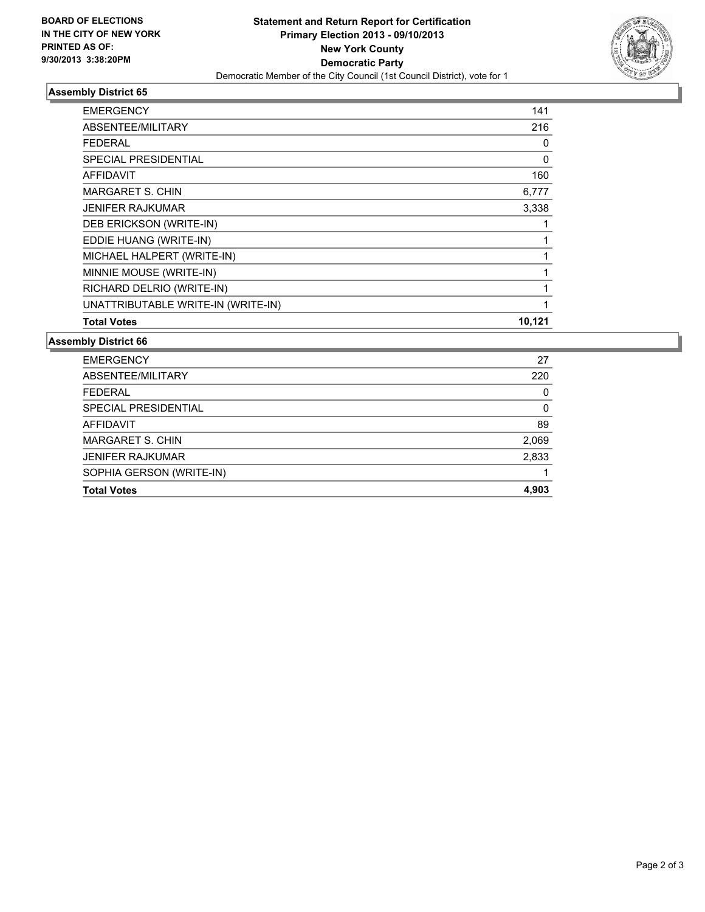**BOARD OF ELECTIONS IN THE CITY OF NEW YORK PRINTED AS OF: 9/30/2013 3:38:20PM**

**Statement and Return Report for Certification**
**Primary Election 2013 - 09/10/2013**
**New York County**
**Democratic Party**
Democratic Member of the City Council (1st Council District), vote for 1

### Assembly District 65

| | |
|---|---|
| EMERGENCY | 141 |
| ABSENTEE/MILITARY | 216 |
| FEDERAL | 0 |
| SPECIAL PRESIDENTIAL | 0 |
| AFFIDAVIT | 160 |
| MARGARET S. CHIN | 6,777 |
| JENIFER RAJKUMAR | 3,338 |
| DEB ERICKSON (WRITE-IN) | 1 |
| EDDIE HUANG (WRITE-IN) | 1 |
| MICHAEL HALPERT (WRITE-IN) | 1 |
| MINNIE MOUSE (WRITE-IN) | 1 |
| RICHARD DELRIO (WRITE-IN) | 1 |
| UNATTRIBUTABLE WRITE-IN (WRITE-IN) | 1 |
| **Total Votes** | **10,121** |

### Assembly District 66

| | |
|---|---|
| EMERGENCY | 27 |
| ABSENTEE/MILITARY | 220 |
| FEDERAL | 0 |
| SPECIAL PRESIDENTIAL | 0 |
| AFFIDAVIT | 89 |
| MARGARET S. CHIN | 2,069 |
| JENIFER RAJKUMAR | 2,833 |
| SOPHIA GERSON (WRITE-IN) | 1 |
| **Total Votes** | **4,903** |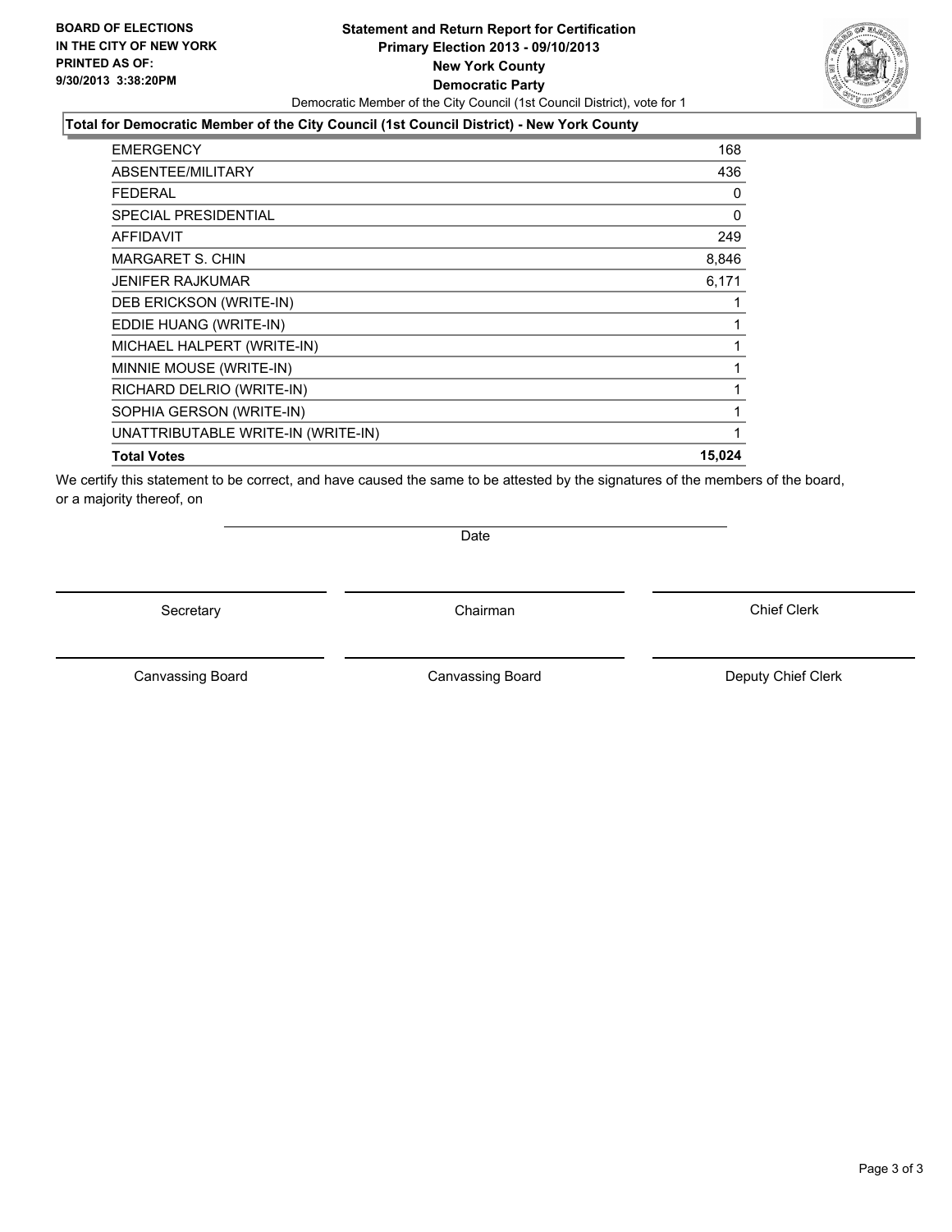**BOARD OF ELECTIONS IN THE CITY OF NEW YORK PRINTED AS OF: 9/30/2013 3:38:20PM**

**Statement and Return Report for Certification**
**Primary Election 2013 - 09/10/2013**
**New York County**
**Democratic Party**
Democratic Member of the City Council (1st Council District), vote for 1

**Total for Democratic Member of the City Council (1st Council District) - New York County**

| | |
|---|---|
| EMERGENCY | 168 |
| ABSENTEE/MILITARY | 436 |
| FEDERAL | 0 |
| SPECIAL PRESIDENTIAL | 0 |
| AFFIDAVIT | 249 |
| MARGARET S. CHIN | 8,846 |
| JENIFER RAJKUMAR | 6,171 |
| DEB ERICKSON (WRITE-IN) | 1 |
| EDDIE HUANG (WRITE-IN) | 1 |
| MICHAEL HALPERT (WRITE-IN) | 1 |
| MINNIE MOUSE (WRITE-IN) | 1 |
| RICHARD DELRIO (WRITE-IN) | 1 |
| SOPHIA GERSON (WRITE-IN) | 1 |
| UNATTRIBUTABLE WRITE-IN (WRITE-IN) | 1 |
| **Total Votes** | **15,024** |

We certify this statement to be correct, and have caused the same to be attested by the signatures of the members of the board, or a majority thereof, on

Date

Secretary | Chairman | Chief Clerk

Canvassing Board | Canvassing Board | Deputy Chief Clerk